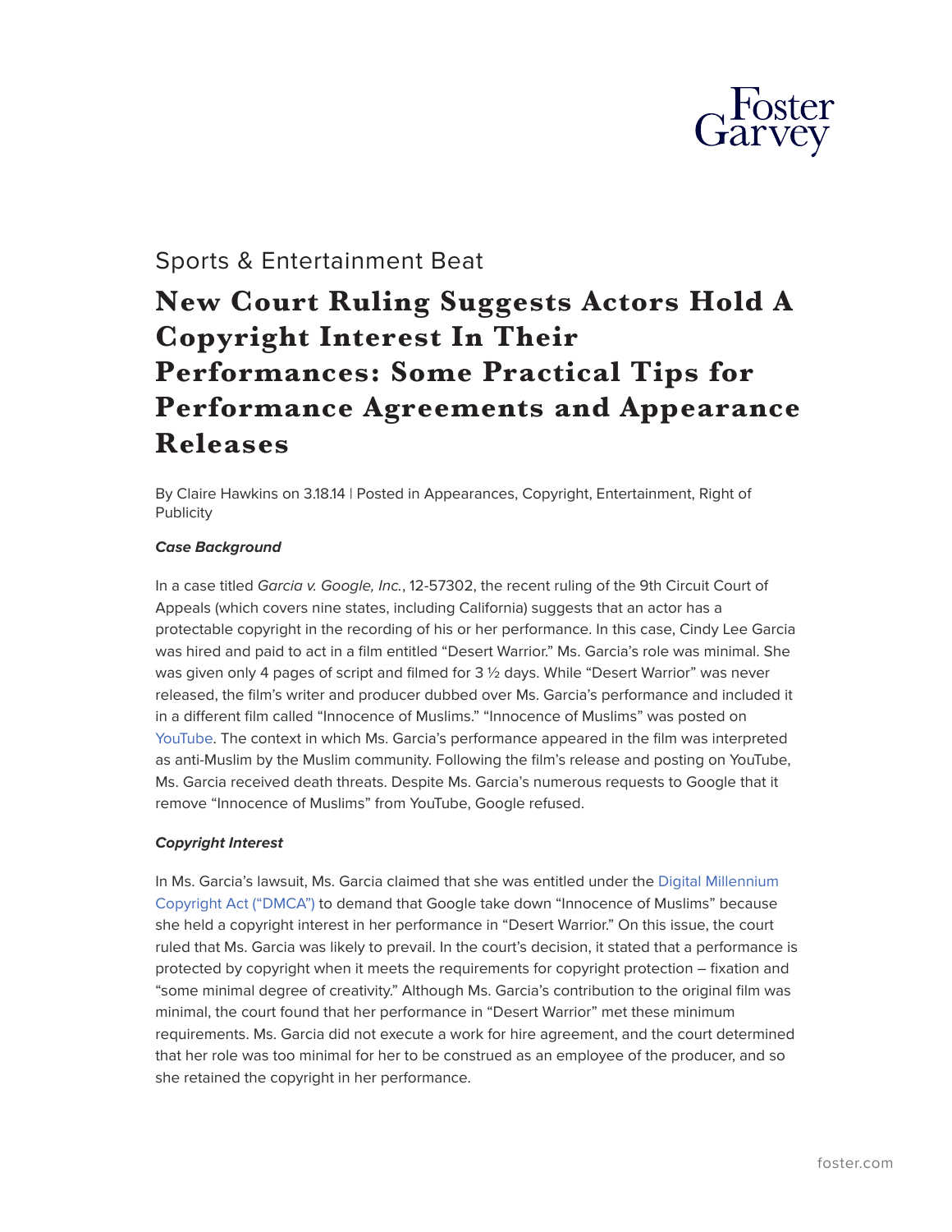Sports & Entertainment Beat

# New Court Ruling Suggests Actors Hold A Copyright Interest In Their Performances: Some Practical Tips for Performance Agreements and Appearance Releases

By Claire Hawkins on 3.18.14 | Posted in Appearances, Copyright, Entertainment, Right of Publicity

***Case Background***

In a case titled *Garcia v. Google, Inc.*, 12-57302, the recent ruling of the 9th Circuit Court of Appeals (which covers nine states, including California) suggests that an actor has a protectable copyright in the recording of his or her performance. In this case, Cindy Lee Garcia was hired and paid to act in a film entitled "Desert Warrior." Ms. Garcia's role was minimal. She was given only 4 pages of script and filmed for 3 ½ days. While "Desert Warrior" was never released, the film's writer and producer dubbed over Ms. Garcia's performance and included it in a different film called "Innocence of Muslims." "Innocence of Muslims" was posted on YouTube. The context in which Ms. Garcia's performance appeared in the film was interpreted as anti-Muslim by the Muslim community. Following the film's release and posting on YouTube, Ms. Garcia received death threats. Despite Ms. Garcia's numerous requests to Google that it remove "Innocence of Muslims" from YouTube, Google refused.

***Copyright Interest***

In Ms. Garcia's lawsuit, Ms. Garcia claimed that she was entitled under the Digital Millennium Copyright Act ("DMCA") to demand that Google take down "Innocence of Muslims" because she held a copyright interest in her performance in "Desert Warrior." On this issue, the court ruled that Ms. Garcia was likely to prevail. In the court's decision, it stated that a performance is protected by copyright when it meets the requirements for copyright protection – fixation and "some minimal degree of creativity." Although Ms. Garcia's contribution to the original film was minimal, the court found that her performance in "Desert Warrior" met these minimum requirements. Ms. Garcia did not execute a work for hire agreement, and the court determined that her role was too minimal for her to be construed as an employee of the producer, and so she retained the copyright in her performance.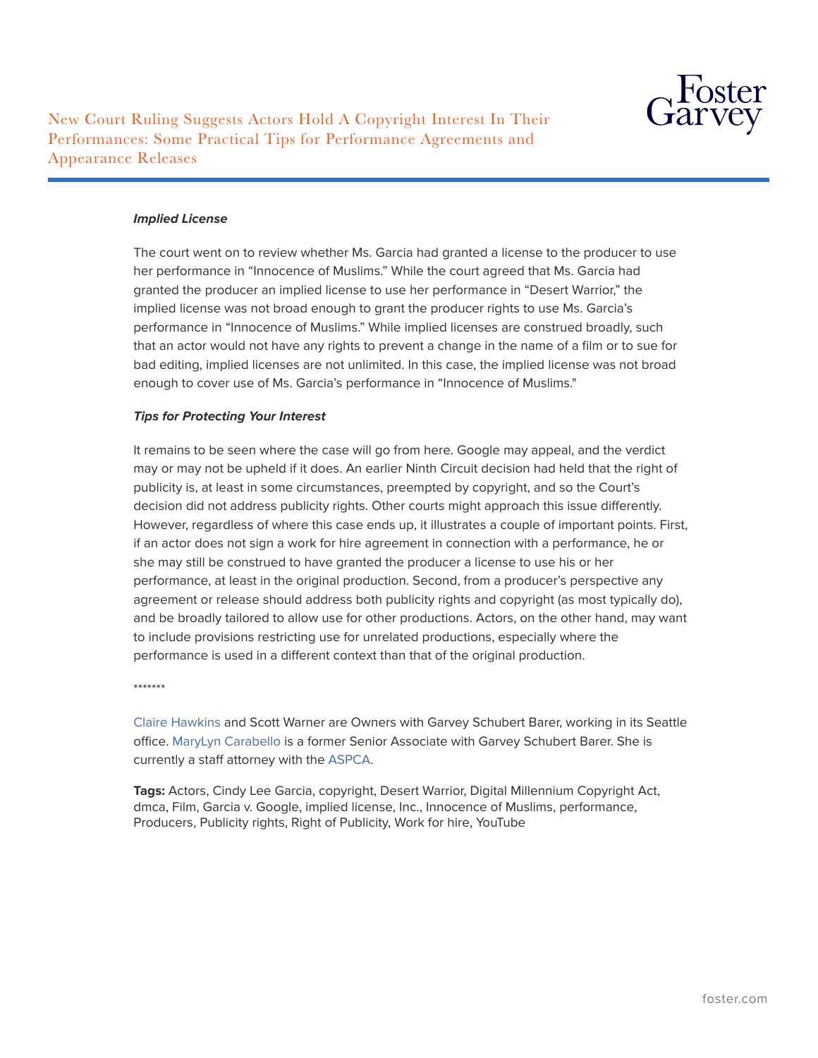***Implied License***

The court went on to review whether Ms. Garcia had granted a license to the producer to use her performance in "Innocence of Muslims." While the court agreed that Ms. Garcia had granted the producer an implied license to use her performance in "Desert Warrior," the implied license was not broad enough to grant the producer rights to use Ms. Garcia's performance in "Innocence of Muslims." While implied licenses are construed broadly, such that an actor would not have any rights to prevent a change in the name of a film or to sue for bad editing, implied licenses are not unlimited. In this case, the implied license was not broad enough to cover use of Ms. Garcia's performance in "Innocence of Muslims."

***Tips for Protecting Your Interest***

It remains to be seen where the case will go from here. Google may appeal, and the verdict may or may not be upheld if it does. An earlier Ninth Circuit decision had held that the right of publicity is, at least in some circumstances, preempted by copyright, and so the Court's decision did not address publicity rights. Other courts might approach this issue differently. However, regardless of where this case ends up, it illustrates a couple of important points. First, if an actor does not sign a work for hire agreement in connection with a performance, he or she may still be construed to have granted the producer a license to use his or her performance, at least in the original production. Second, from a producer's perspective any agreement or release should address both publicity rights and copyright (as most typically do), and be broadly tailored to allow use for other productions. Actors, on the other hand, may want to include provisions restricting use for unrelated productions, especially where the performance is used in a different context than that of the original production.

*******

Claire Hawkins and Scott Warner are Owners with Garvey Schubert Barer, working in its Seattle office. MaryLyn Carabello is a former Senior Associate with Garvey Schubert Barer. She is currently a staff attorney with the ASPCA.

**Tags:** Actors, Cindy Lee Garcia, copyright, Desert Warrior, Digital Millennium Copyright Act, dmca, Film, Garcia v. Google, implied license, Inc., Innocence of Muslims, performance, Producers, Publicity rights, Right of Publicity, Work for hire, YouTube